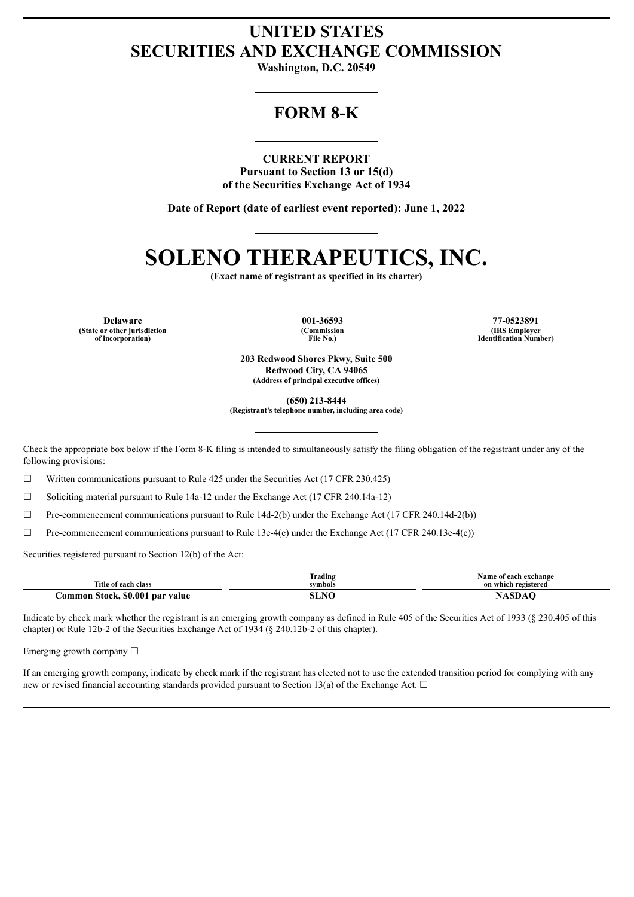# UNITED STATES
# SECURITIES AND EXCHANGE COMMISSION

**Washington, D.C. 20549**

## FORM 8-K

**CURRENT REPORT**
**Pursuant to Section 13 or 15(d)**
**of the Securities Exchange Act of 1934**

**Date of Report (date of earliest event reported): June 1, 2022**

# SOLENO THERAPEUTICS, INC.

**(Exact name of registrant as specified in its charter)**

| Delaware | 001-36593 | 77-0523891 |
|---|---|---|
| (State or other jurisdiction of incorporation) | (Commission File No.) | (IRS Employer Identification Number) |

**203 Redwood Shores Pkwy, Suite 500**
**Redwood City, CA 94065**
**(Address of principal executive offices)**

**(650) 213-8444**
**(Registrant's telephone number, including area code)**

Check the appropriate box below if the Form 8-K filing is intended to simultaneously satisfy the filing obligation of the registrant under any of the following provisions:

☐ Written communications pursuant to Rule 425 under the Securities Act (17 CFR 230.425)

☐ Soliciting material pursuant to Rule 14a-12 under the Exchange Act (17 CFR 240.14a-12)

☐ Pre-commencement communications pursuant to Rule 14d-2(b) under the Exchange Act (17 CFR 240.14d-2(b))

☐ Pre-commencement communications pursuant to Rule 13e-4(c) under the Exchange Act (17 CFR 240.13e-4(c))

Securities registered pursuant to Section 12(b) of the Act:

| Title of each class | Trading symbols | Name of each exchange on which registered |
|---|---|---|
| **Common Stock, $0.001 par value** | **SLNO** | **NASDAQ** |

Indicate by check mark whether the registrant is an emerging growth company as defined in Rule 405 of the Securities Act of 1933 (§ 230.405 of this chapter) or Rule 12b-2 of the Securities Exchange Act of 1934 (§ 240.12b-2 of this chapter).

Emerging growth company ☐

If an emerging growth company, indicate by check mark if the registrant has elected not to use the extended transition period for complying with any new or revised financial accounting standards provided pursuant to Section 13(a) of the Exchange Act. ☐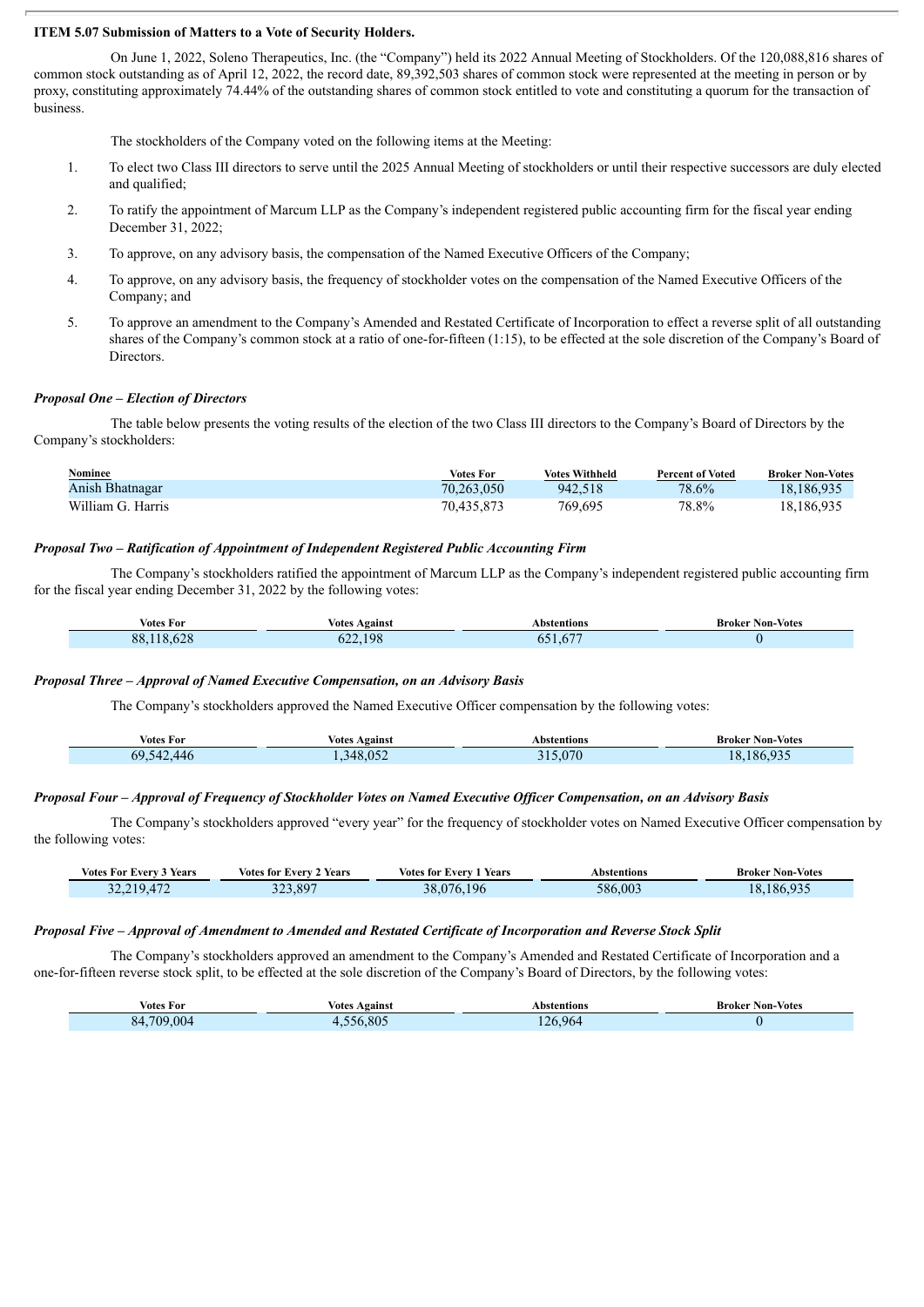**ITEM 5.07 Submission of Matters to a Vote of Security Holders.**

On June 1, 2022, Soleno Therapeutics, Inc. (the "Company") held its 2022 Annual Meeting of Stockholders. Of the 120,088,816 shares of common stock outstanding as of April 12, 2022, the record date, 89,392,503 shares of common stock were represented at the meeting in person or by proxy, constituting approximately 74.44% of the outstanding shares of common stock entitled to vote and constituting a quorum for the transaction of business.

The stockholders of the Company voted on the following items at the Meeting:

1. To elect two Class III directors to serve until the 2025 Annual Meeting of stockholders or until their respective successors are duly elected and qualified;
2. To ratify the appointment of Marcum LLP as the Company's independent registered public accounting firm for the fiscal year ending December 31, 2022;
3. To approve, on any advisory basis, the compensation of the Named Executive Officers of the Company;
4. To approve, on any advisory basis, the frequency of stockholder votes on the compensation of the Named Executive Officers of the Company; and
5. To approve an amendment to the Company's Amended and Restated Certificate of Incorporation to effect a reverse split of all outstanding shares of the Company's common stock at a ratio of one-for-fifteen (1:15), to be effected at the sole discretion of the Company's Board of Directors.

***Proposal One – Election of Directors***

The table below presents the voting results of the election of the two Class III directors to the Company's Board of Directors by the Company's stockholders:

| Nominee | Votes For | Votes Withheld | Percent of Voted | Broker Non-Votes |
|---|---|---|---|---|
| Anish Bhatnagar | 70,263,050 | 942,518 | 78.6% | 18,186,935 |
| William G. Harris | 70,435,873 | 769,695 | 78.8% | 18,186,935 |

***Proposal Two – Ratification of Appointment of Independent Registered Public Accounting Firm***

The Company's stockholders ratified the appointment of Marcum LLP as the Company's independent registered public accounting firm for the fiscal year ending December 31, 2022 by the following votes:

| Votes For | Votes Against | Abstentions | Broker Non-Votes |
|---|---|---|---|
| 88,118,628 | 622,198 | 651,677 | 0 |

***Proposal Three – Approval of Named Executive Compensation, on an Advisory Basis***

The Company's stockholders approved the Named Executive Officer compensation by the following votes:

| Votes For | Votes Against | Abstentions | Broker Non-Votes |
|---|---|---|---|
| 69,542,446 | 1,348,052 | 315,070 | 18,186,935 |

***Proposal Four – Approval of Frequency of Stockholder Votes on Named Executive Officer Compensation, on an Advisory Basis***

The Company's stockholders approved "every year" for the frequency of stockholder votes on Named Executive Officer compensation by the following votes:

| Votes For Every 3 Years | Votes for Every 2 Years | Votes for Every 1 Years | Abstentions | Broker Non-Votes |
|---|---|---|---|---|
| 32,219,472 | 323,897 | 38,076,196 | 586,003 | 18,186,935 |

***Proposal Five – Approval of Amendment to Amended and Restated Certificate of Incorporation and Reverse Stock Split***

The Company's stockholders approved an amendment to the Company's Amended and Restated Certificate of Incorporation and a one-for-fifteen reverse stock split, to be effected at the sole discretion of the Company's Board of Directors, by the following votes:

| Votes For | Votes Against | Abstentions | Broker Non-Votes |
|---|---|---|---|
| 84,709,004 | 4,556,805 | 126,964 | 0 |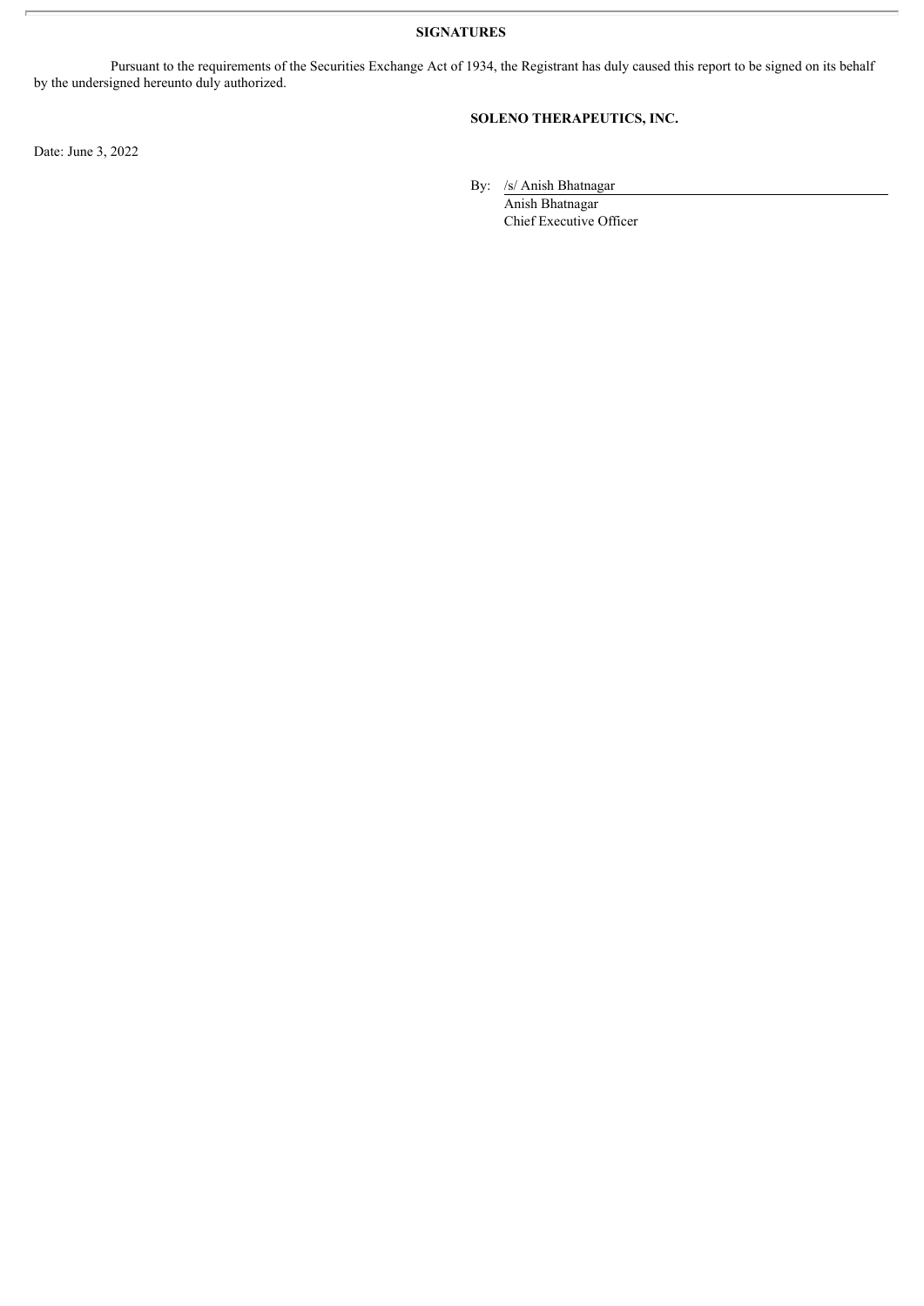## SIGNATURES

Pursuant to the requirements of the Securities Exchange Act of 1934, the Registrant has duly caused this report to be signed on its behalf by the undersigned hereunto duly authorized.

**SOLENO THERAPEUTICS, INC.**

Date: June 3, 2022

By: /s/ Anish Bhatnagar
Anish Bhatnagar
Chief Executive Officer